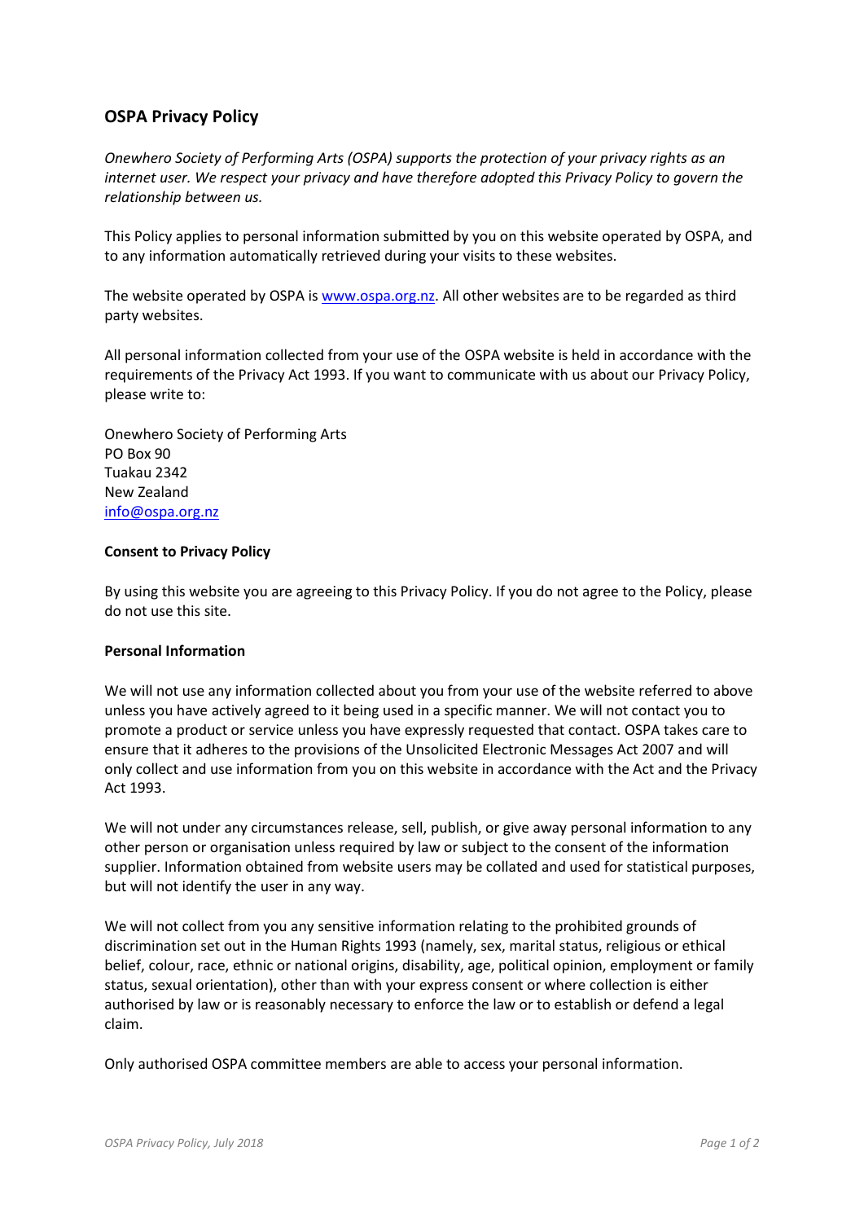## OSPA Privacy Policy

*Onewhero Society of Performing Arts (OSPA) supports the protection of your privacy rights as an internet user. We respect your privacy and have therefore adopted this Privacy Policy to govern the relationship between us.*

This Policy applies to personal information submitted by you on this website operated by OSPA, and to any information automatically retrieved during your visits to these websites.

The website operated by OSPA is www.ospa.org.nz. All other websites are to be regarded as third party websites.

All personal information collected from your use of the OSPA website is held in accordance with the requirements of the Privacy Act 1993. If you want to communicate with us about our Privacy Policy, please write to:

Onewhero Society of Performing Arts
PO Box 90
Tuakau 2342
New Zealand
info@ospa.org.nz

**Consent to Privacy Policy**

By using this website you are agreeing to this Privacy Policy. If you do not agree to the Policy, please do not use this site.

**Personal Information**

We will not use any information collected about you from your use of the website referred to above unless you have actively agreed to it being used in a specific manner. We will not contact you to promote a product or service unless you have expressly requested that contact. OSPA takes care to ensure that it adheres to the provisions of the Unsolicited Electronic Messages Act 2007 and will only collect and use information from you on this website in accordance with the Act and the Privacy Act 1993.

We will not under any circumstances release, sell, publish, or give away personal information to any other person or organisation unless required by law or subject to the consent of the information supplier. Information obtained from website users may be collated and used for statistical purposes, but will not identify the user in any way.

We will not collect from you any sensitive information relating to the prohibited grounds of discrimination set out in the Human Rights 1993 (namely, sex, marital status, religious or ethical belief, colour, race, ethnic or national origins, disability, age, political opinion, employment or family status, sexual orientation), other than with your express consent or where collection is either authorised by law or is reasonably necessary to enforce the law or to establish or defend a legal claim.

Only authorised OSPA committee members are able to access your personal information.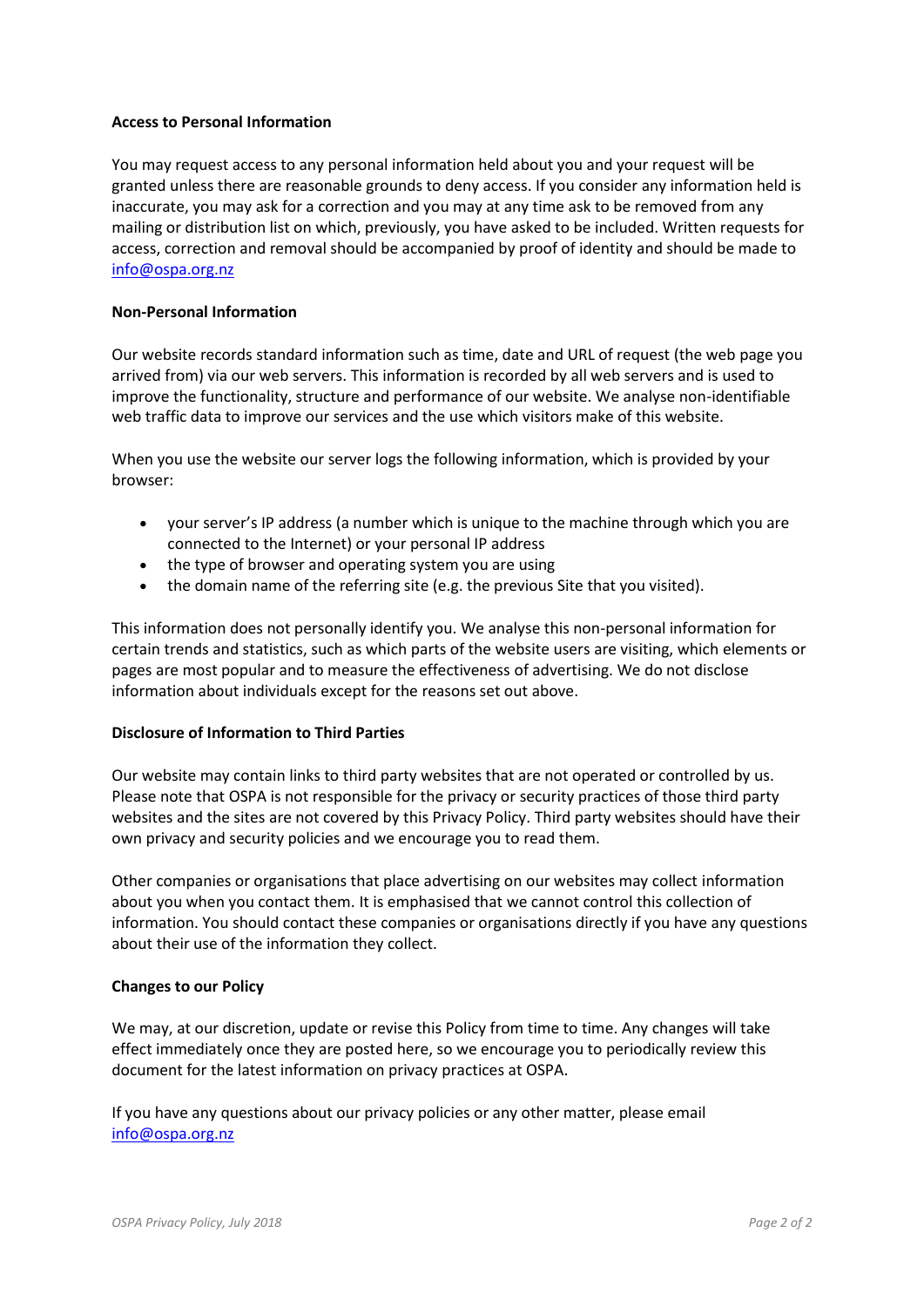**Access to Personal Information**

You may request access to any personal information held about you and your request will be granted unless there are reasonable grounds to deny access. If you consider any information held is inaccurate, you may ask for a correction and you may at any time ask to be removed from any mailing or distribution list on which, previously, you have asked to be included. Written requests for access, correction and removal should be accompanied by proof of identity and should be made to info@ospa.org.nz

**Non-Personal Information**

Our website records standard information such as time, date and URL of request (the web page you arrived from) via our web servers. This information is recorded by all web servers and is used to improve the functionality, structure and performance of our website. We analyse non-identifiable web traffic data to improve our services and the use which visitors make of this website.

When you use the website our server logs the following information, which is provided by your browser:

- your server's IP address (a number which is unique to the machine through which you are connected to the Internet) or your personal IP address
- the type of browser and operating system you are using
- the domain name of the referring site (e.g. the previous Site that you visited).

This information does not personally identify you. We analyse this non-personal information for certain trends and statistics, such as which parts of the website users are visiting, which elements or pages are most popular and to measure the effectiveness of advertising. We do not disclose information about individuals except for the reasons set out above.

**Disclosure of Information to Third Parties**

Our website may contain links to third party websites that are not operated or controlled by us. Please note that OSPA is not responsible for the privacy or security practices of those third party websites and the sites are not covered by this Privacy Policy. Third party websites should have their own privacy and security policies and we encourage you to read them.

Other companies or organisations that place advertising on our websites may collect information about you when you contact them. It is emphasised that we cannot control this collection of information. You should contact these companies or organisations directly if you have any questions about their use of the information they collect.

**Changes to our Policy**

We may, at our discretion, update or revise this Policy from time to time. Any changes will take effect immediately once they are posted here, so we encourage you to periodically review this document for the latest information on privacy practices at OSPA.

If you have any questions about our privacy policies or any other matter, please email info@ospa.org.nz